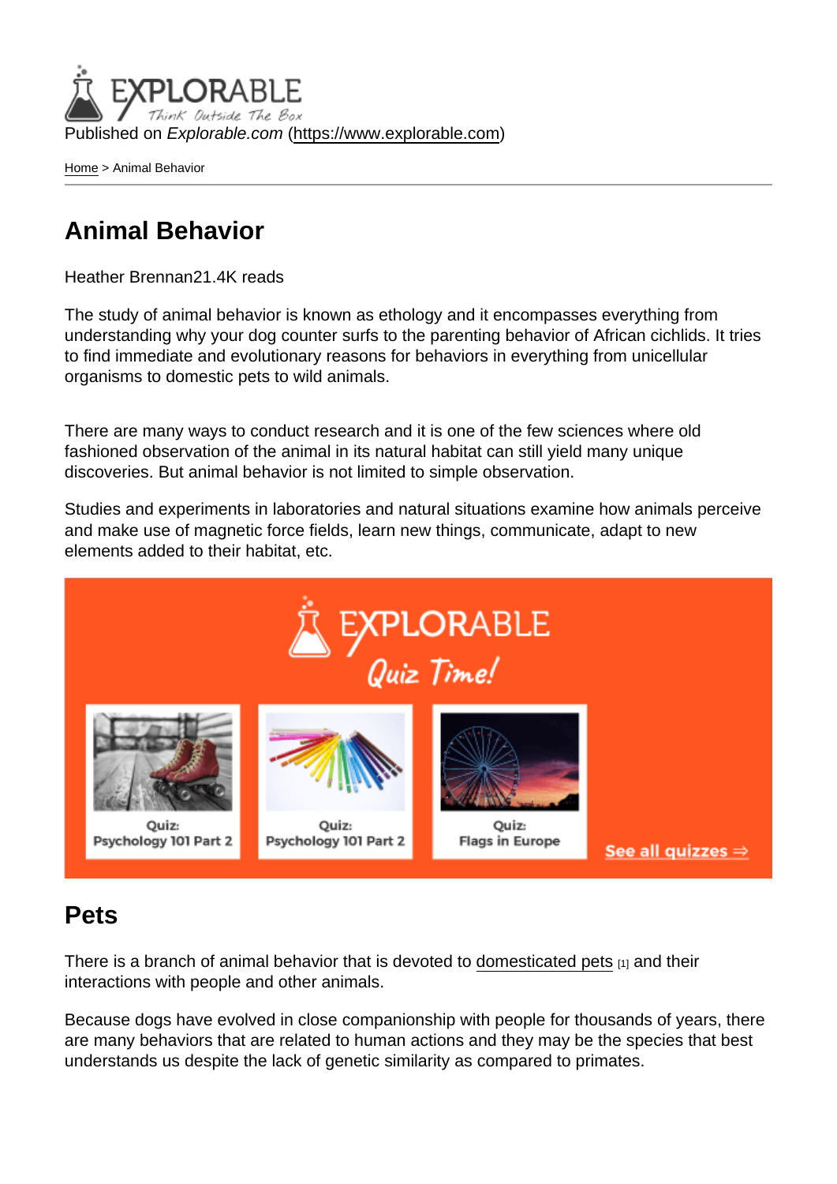Published on *Explorable.com* (https://www.explorable.com)

Home > Animal Behavior

# Animal Behavior

Heather Brennan21.4K reads

The study of animal behavior is known as ethology and it encompasses everything from understanding why your dog counter surfs to the parenting behavior of African cichlids. It tries to find immediate and evolutionary reasons for behaviors in everything from unicellular organisms to domestic pets to wild animals.

There are many ways to conduct research and it is one of the few sciences where old fashioned observation of the animal in its natural habitat can still yield many unique discoveries. But animal behavior is not limited to simple observation.

Studies and experiments in laboratories and natural situations examine how animals perceive and make use of magnetic force fields, learn new things, communicate, adapt to new elements added to their habitat, etc.

## Pets

There is a branch of animal behavior that is devoted to domesticated pets [1] and their interactions with people and other animals.

Because dogs have evolved in close companionship with people for thousands of years, there are many behaviors that are related to human actions and they may be the species that best understands us despite the lack of genetic similarity as compared to primates.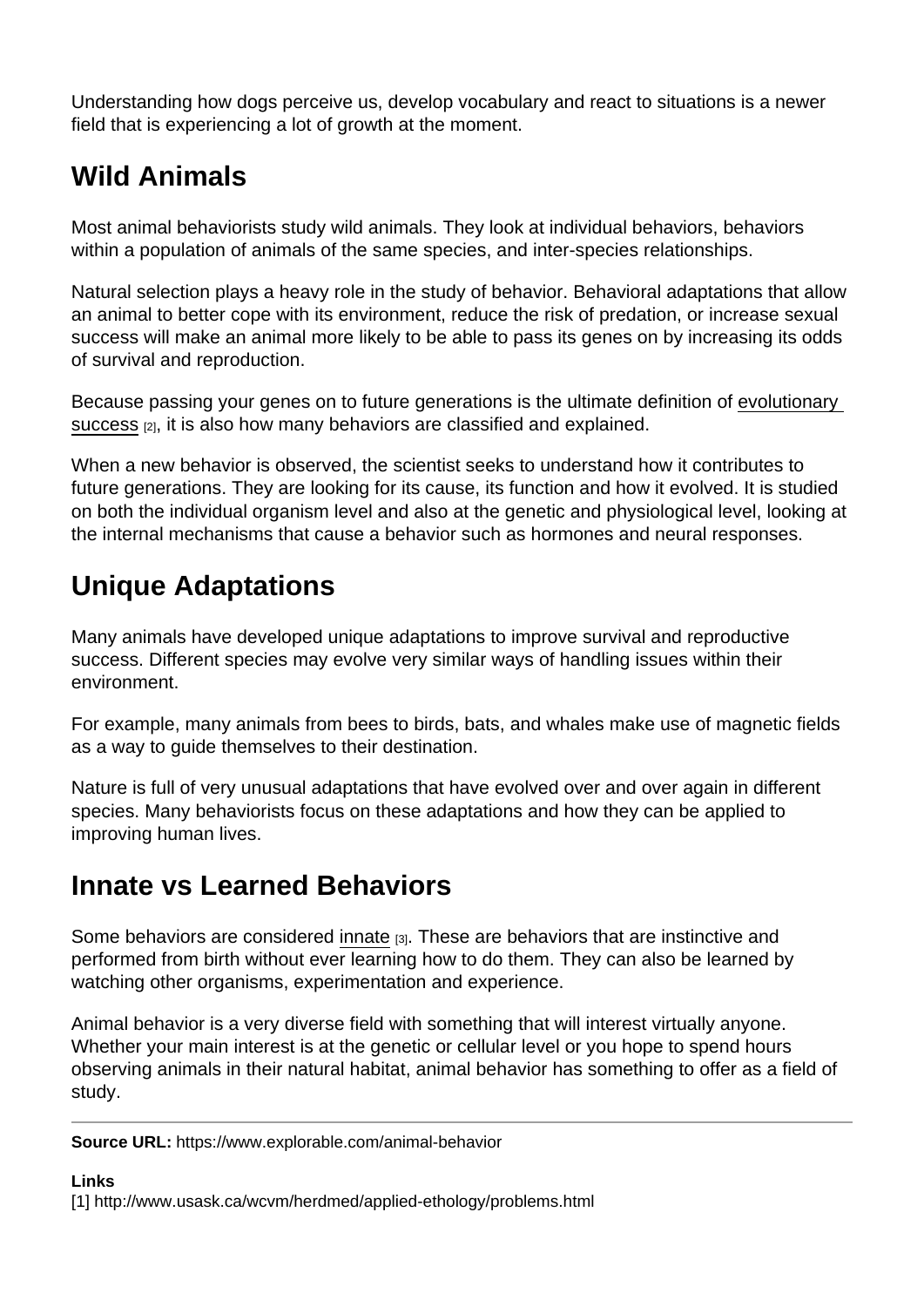Understanding how dogs perceive us, develop vocabulary and react to situations is a newer field that is experiencing a lot of growth at the moment.

## Wild Animals

Most animal behaviorists study wild animals. They look at individual behaviors, behaviors within a population of animals of the same species, and inter-species relationships.

Natural selection plays a heavy role in the study of behavior. Behavioral adaptations that allow an animal to better cope with its environment, reduce the risk of predation, or increase sexual success will make an animal more likely to be able to pass its genes on by increasing its odds of survival and reproduction.

Because passing your genes on to future generations is the ultimate definition of evolutionary success [2], it is also how many behaviors are classified and explained.

When a new behavior is observed, the scientist seeks to understand how it contributes to future generations. They are looking for its cause, its function and how it evolved. It is studied on both the individual organism level and also at the genetic and physiological level, looking at the internal mechanisms that cause a behavior such as hormones and neural responses.

## Unique Adaptations

Many animals have developed unique adaptations to improve survival and reproductive success. Different species may evolve very similar ways of handling issues within their environment.

For example, many animals from bees to birds, bats, and whales make use of magnetic fields as a way to guide themselves to their destination.

Nature is full of very unusual adaptations that have evolved over and over again in different species. Many behaviorists focus on these adaptations and how they can be applied to improving human lives.

## Innate vs Learned Behaviors

Some behaviors are considered innate [3]. These are behaviors that are instinctive and performed from birth without ever learning how to do them. They can also be learned by watching other organisms, experimentation and experience.

Animal behavior is a very diverse field with something that will interest virtually anyone. Whether your main interest is at the genetic or cellular level or you hope to spend hours observing animals in their natural habitat, animal behavior has something to offer as a field of study.

---

**Source URL:** https://www.explorable.com/animal-behavior

**Links**
[1] http://www.usask.ca/wcvm/herdmed/applied-ethology/problems.html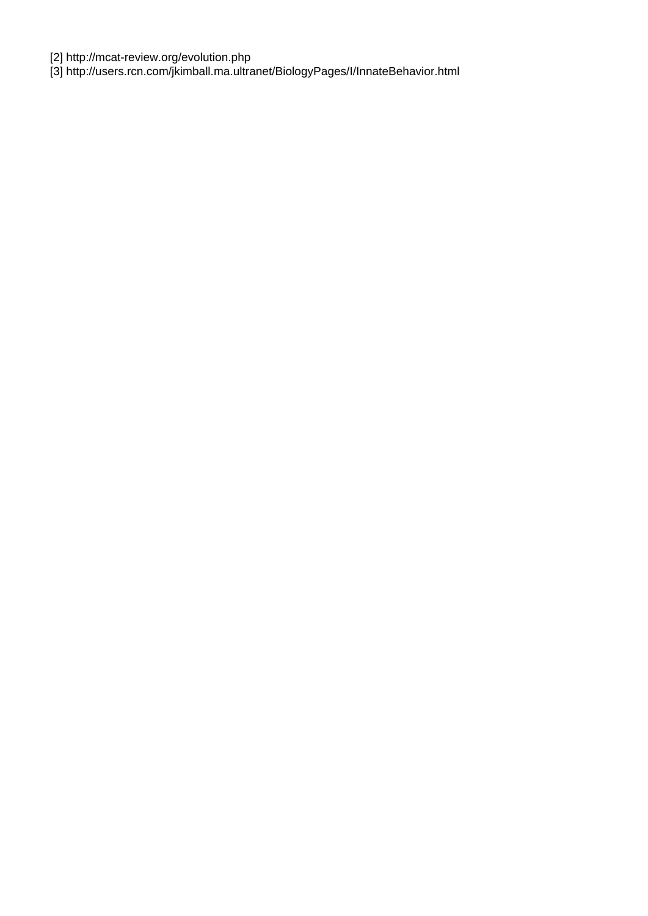[2] http://mcat-review.org/evolution.php
[3] http://users.rcn.com/jkimball.ma.ultranet/BiologyPages/I/InnateBehavior.html